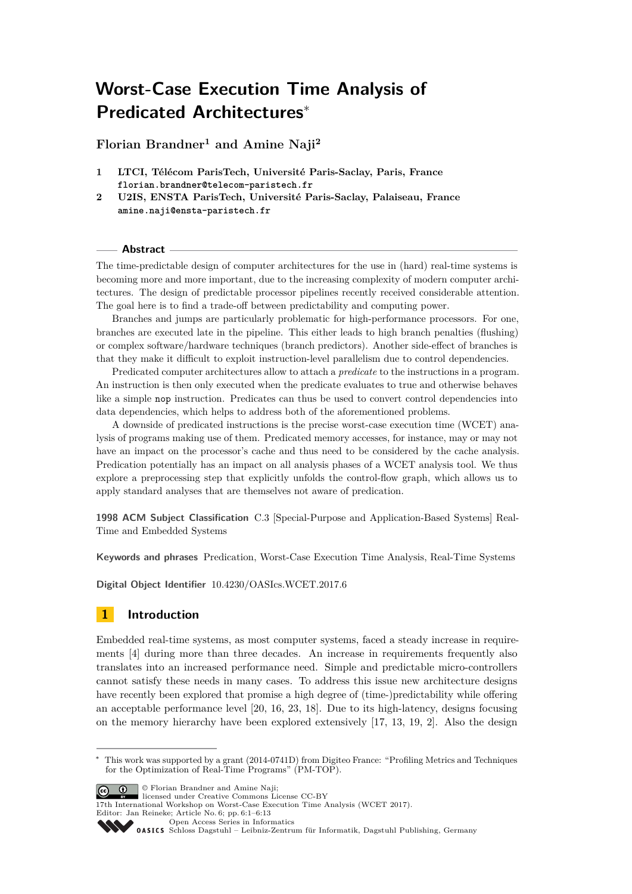# Worst-Case Execution Time Analysis of Predicated Architectures*

**Florian Brandner[1] and Amine Naji[2]**

1 **LTCI, Télécom ParisTech, Université Paris-Saclay, Paris, France**
florian.brandner@telecom-paristech.fr

2 **U2IS, ENSTA ParisTech, Université Paris-Saclay, Palaiseau, France**
amine.naji@ensta-paristech.fr

## Abstract

The time-predictable design of computer architectures for the use in (hard) real-time systems is becoming more and more important, due to the increasing complexity of modern computer architectures. The design of predictable processor pipelines recently received considerable attention. The goal here is to find a trade-off between predictability and computing power.

Branches and jumps are particularly problematic for high-performance processors. For one, branches are executed late in the pipeline. This either leads to high branch penalties (flushing) or complex software/hardware techniques (branch predictors). Another side-effect of branches is that they make it difficult to exploit instruction-level parallelism due to control dependencies.

Predicated computer architectures allow to attach a *predicate* to the instructions in a program. An instruction is then only executed when the predicate evaluates to true and otherwise behaves like a simple `nop` instruction. Predicates can thus be used to convert control dependencies into data dependencies, which helps to address both of the aforementioned problems.

A downside of predicated instructions is the precise worst-case execution time (WCET) analysis of programs making use of them. Predicated memory accesses, for instance, may or may not have an impact on the processor's cache and thus need to be considered by the cache analysis. Predication potentially has an impact on all analysis phases of a WCET analysis tool. We thus explore a preprocessing step that explicitly unfolds the control-flow graph, which allows us to apply standard analyses that are themselves not aware of predication.

**1998 ACM Subject Classification** C.3 [Special-Purpose and Application-Based Systems] Real-Time and Embedded Systems

**Keywords and phrases** Predication, Worst-Case Execution Time Analysis, Real-Time Systems

**Digital Object Identifier** 10.4230/OASIcs.WCET.2017.6

## 1 Introduction

Embedded real-time systems, as most computer systems, faced a steady increase in requirements [4] during more than three decades. An increase in requirements frequently also translates into an increased performance need. Simple and predictable micro-controllers cannot satisfy these needs in many cases. To address this issue new architecture designs have recently been explored that promise a high degree of (time-)predictability while offering an acceptable performance level [20, 16, 23, 18]. Due to its high-latency, designs focusing on the memory hierarchy have been explored extensively [17, 13, 19, 2]. Also the design

* This work was supported by a grant (2014-0741D) from Digiteo France: "Profiling Metrics and Techniques for the Optimization of Real-Time Programs" (PM-TOP).

© Florian Brandner and Amine Naji;
licensed under Creative Commons License CC-BY
17th International Workshop on Worst-Case Execution Time Analysis (WCET 2017).
Editor: Jan Reineke; Article No. 6; pp. 6:1–6:13
Open Access Series in Informatics
OASICS Schloss Dagstuhl – Leibniz-Zentrum für Informatik, Dagstuhl Publishing, Germany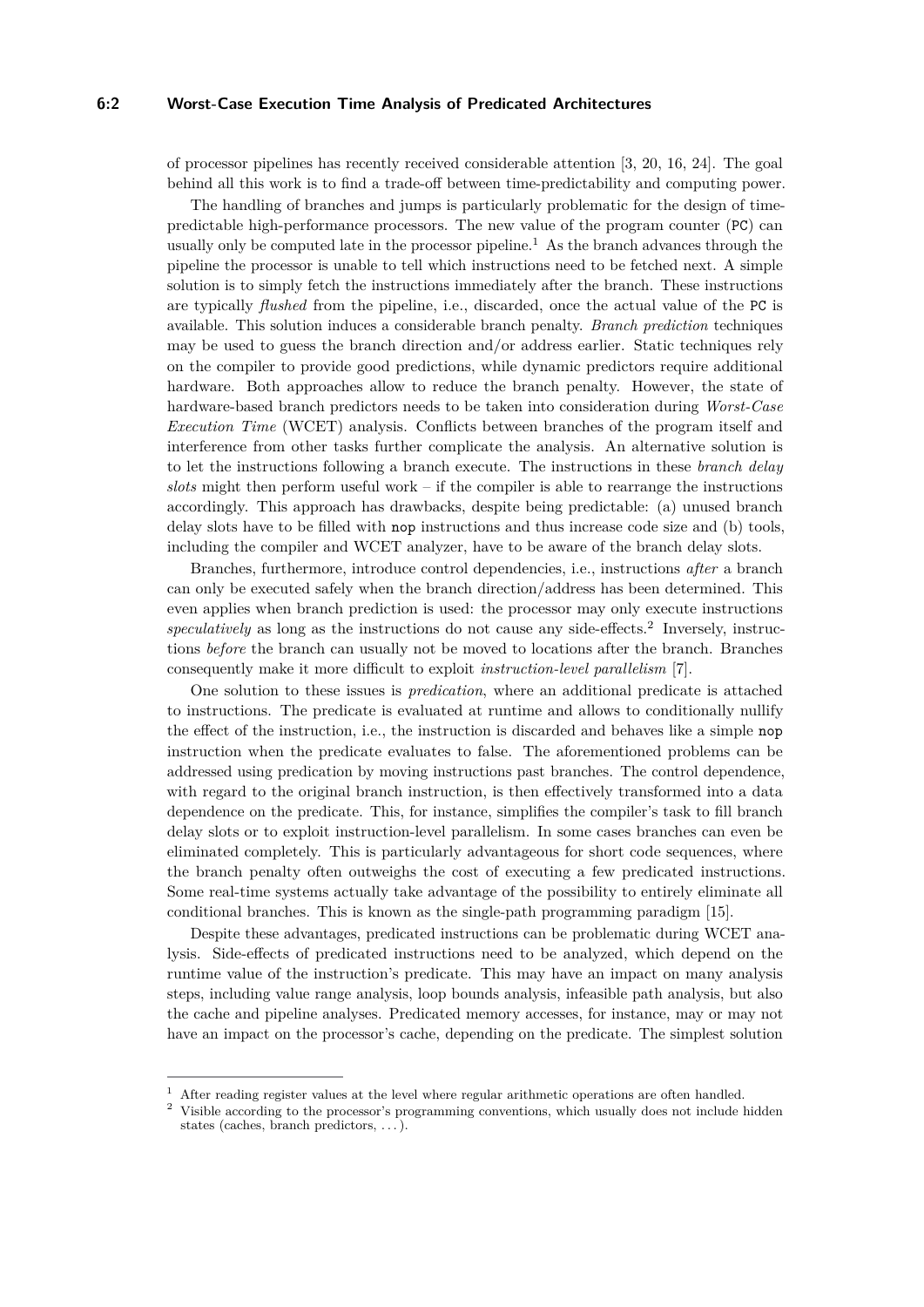of processor pipelines has recently received considerable attention [3, 20, 16, 24]. The goal behind all this work is to find a trade-off between time-predictability and computing power.

The handling of branches and jumps is particularly problematic for the design of time-predictable high-performance processors. The new value of the program counter (PC) can usually only be computed late in the processor pipeline.[1] As the branch advances through the pipeline the processor is unable to tell which instructions need to be fetched next. A simple solution is to simply fetch the instructions immediately after the branch. These instructions are typically *flushed* from the pipeline, i.e., discarded, once the actual value of the PC is available. This solution induces a considerable branch penalty. *Branch prediction* techniques may be used to guess the branch direction and/or address earlier. Static techniques rely on the compiler to provide good predictions, while dynamic predictors require additional hardware. Both approaches allow to reduce the branch penalty. However, the state of hardware-based branch predictors needs to be taken into consideration during *Worst-Case Execution Time* (WCET) analysis. Conflicts between branches of the program itself and interference from other tasks further complicate the analysis. An alternative solution is to let the instructions following a branch execute. The instructions in these *branch delay slots* might then perform useful work – if the compiler is able to rearrange the instructions accordingly. This approach has drawbacks, despite being predictable: (a) unused branch delay slots have to be filled with nop instructions and thus increase code size and (b) tools, including the compiler and WCET analyzer, have to be aware of the branch delay slots.

Branches, furthermore, introduce control dependencies, i.e., instructions *after* a branch can only be executed safely when the branch direction/address has been determined. This even applies when branch prediction is used: the processor may only execute instructions *speculatively* as long as the instructions do not cause any side-effects.[2] Inversely, instructions *before* the branch can usually not be moved to locations after the branch. Branches consequently make it more difficult to exploit *instruction-level parallelism* [7].

One solution to these issues is *predication*, where an additional predicate is attached to instructions. The predicate is evaluated at runtime and allows to conditionally nullify the effect of the instruction, i.e., the instruction is discarded and behaves like a simple nop instruction when the predicate evaluates to false. The aforementioned problems can be addressed using predication by moving instructions past branches. The control dependence, with regard to the original branch instruction, is then effectively transformed into a data dependence on the predicate. This, for instance, simplifies the compiler's task to fill branch delay slots or to exploit instruction-level parallelism. In some cases branches can even be eliminated completely. This is particularly advantageous for short code sequences, where the branch penalty often outweighs the cost of executing a few predicated instructions. Some real-time systems actually take advantage of the possibility to entirely eliminate all conditional branches. This is known as the single-path programming paradigm [15].

Despite these advantages, predicated instructions can be problematic during WCET analysis. Side-effects of predicated instructions need to be analyzed, which depend on the runtime value of the instruction's predicate. This may have an impact on many analysis steps, including value range analysis, loop bounds analysis, infeasible path analysis, but also the cache and pipeline analyses. Predicated memory accesses, for instance, may or may not have an impact on the processor's cache, depending on the predicate. The simplest solution

[1] After reading register values at the level where regular arithmetic operations are often handled.

[2] Visible according to the processor's programming conventions, which usually does not include hidden states (caches, branch predictors, . . . ).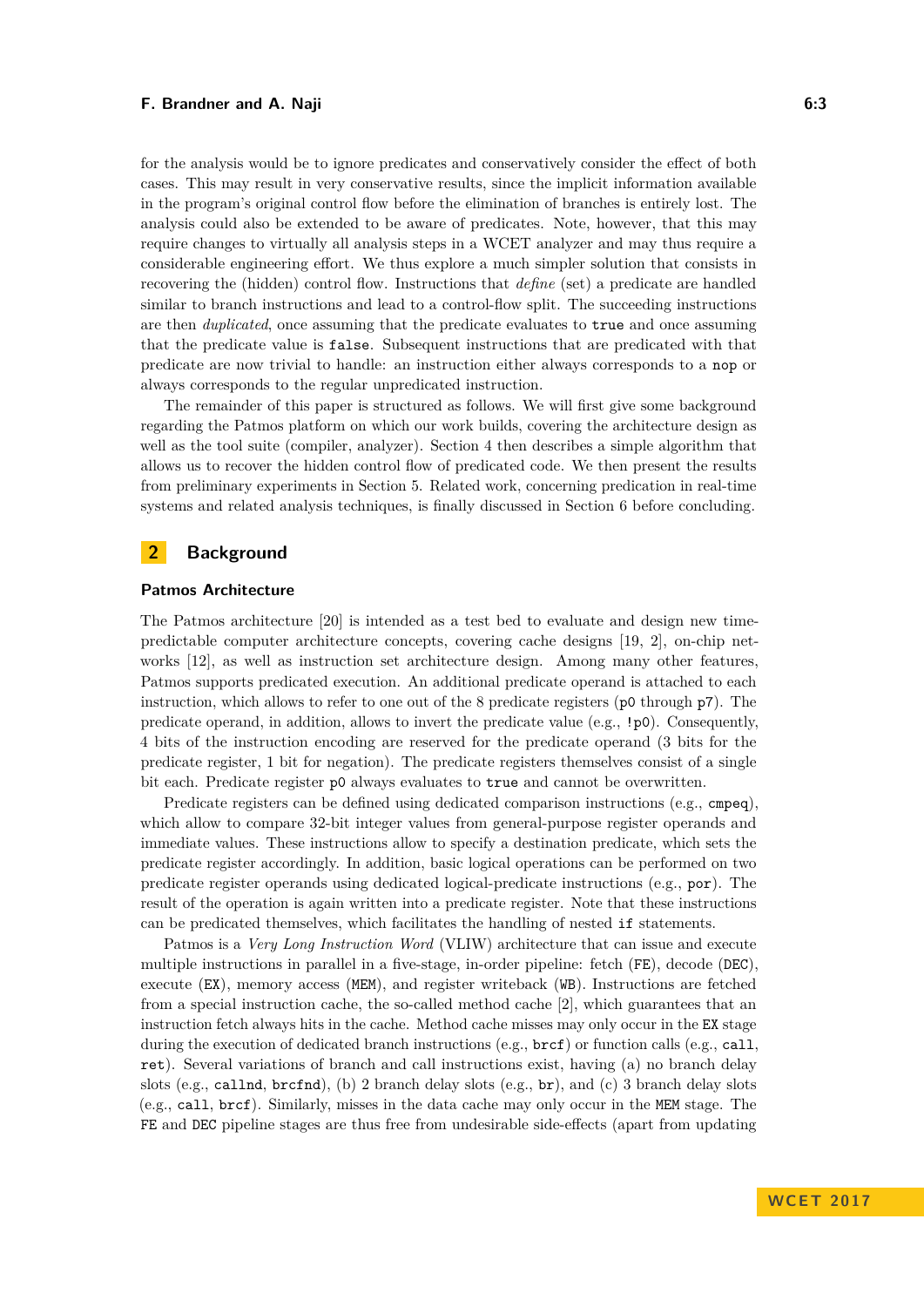for the analysis would be to ignore predicates and conservatively consider the effect of both cases. This may result in very conservative results, since the implicit information available in the program's original control flow before the elimination of branches is entirely lost. The analysis could also be extended to be aware of predicates. Note, however, that this may require changes to virtually all analysis steps in a WCET analyzer and may thus require a considerable engineering effort. We thus explore a much simpler solution that consists in recovering the (hidden) control flow. Instructions that *define* (set) a predicate are handled similar to branch instructions and lead to a control-flow split. The succeeding instructions are then *duplicated*, once assuming that the predicate evaluates to `true` and once assuming that the predicate value is `false`. Subsequent instructions that are predicated with that predicate are now trivial to handle: an instruction either always corresponds to a `nop` or always corresponds to the regular unpredicated instruction.

The remainder of this paper is structured as follows. We will first give some background regarding the Patmos platform on which our work builds, covering the architecture design as well as the tool suite (compiler, analyzer). Section 4 then describes a simple algorithm that allows us to recover the hidden control flow of predicated code. We then present the results from preliminary experiments in Section 5. Related work, concerning predication in real-time systems and related analysis techniques, is finally discussed in Section 6 before concluding.

## 2 Background

### Patmos Architecture

The Patmos architecture [20] is intended as a test bed to evaluate and design new time-predictable computer architecture concepts, covering cache designs [19, 2], on-chip networks [12], as well as instruction set architecture design. Among many other features, Patmos supports predicated execution. An additional predicate operand is attached to each instruction, which allows to refer to one out of the 8 predicate registers (`p0` through `p7`). The predicate operand, in addition, allows to invert the predicate value (e.g., `!p0`). Consequently, 4 bits of the instruction encoding are reserved for the predicate operand (3 bits for the predicate register, 1 bit for negation). The predicate registers themselves consist of a single bit each. Predicate register `p0` always evaluates to `true` and cannot be overwritten.

Predicate registers can be defined using dedicated comparison instructions (e.g., `cmpeq`), which allow to compare 32-bit integer values from general-purpose register operands and immediate values. These instructions allow to specify a destination predicate, which sets the predicate register accordingly. In addition, basic logical operations can be performed on two predicate register operands using dedicated logical-predicate instructions (e.g., `por`). The result of the operation is again written into a predicate register. Note that these instructions can be predicated themselves, which facilitates the handling of nested `if` statements.

Patmos is a *Very Long Instruction Word* (VLIW) architecture that can issue and execute multiple instructions in parallel in a five-stage, in-order pipeline: fetch (`FE`), decode (`DEC`), execute (`EX`), memory access (`MEM`), and register writeback (`WB`). Instructions are fetched from a special instruction cache, the so-called method cache [2], which guarantees that an instruction fetch always hits in the cache. Method cache misses may only occur in the `EX` stage during the execution of dedicated branch instructions (e.g., `brcf`) or function calls (e.g., `call`, `ret`). Several variations of branch and call instructions exist, having (a) no branch delay slots (e.g., `callnd`, `brcfnd`), (b) 2 branch delay slots (e.g., `br`), and (c) 3 branch delay slots (e.g., `call`, `brcf`). Similarly, misses in the data cache may only occur in the `MEM` stage. The `FE` and `DEC` pipeline stages are thus free from undesirable side-effects (apart from updating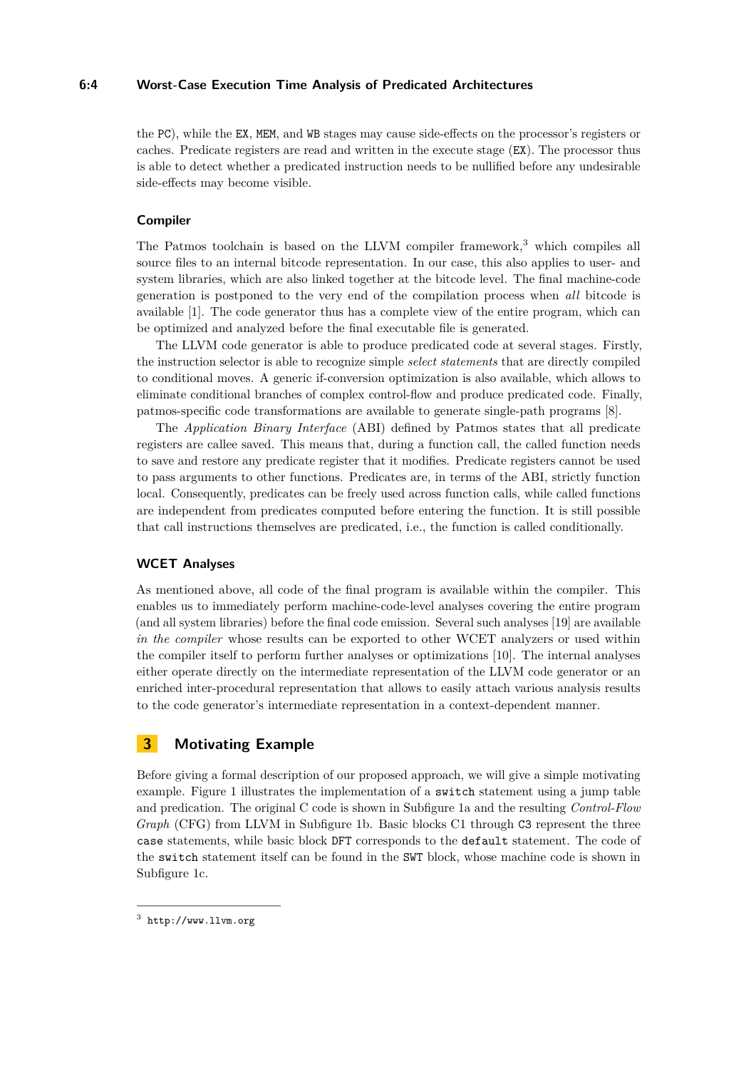the PC), while the EX, MEM, and WB stages may cause side-effects on the processor's registers or caches. Predicate registers are read and written in the execute stage (EX). The processor thus is able to detect whether a predicated instruction needs to be nullified before any undesirable side-effects may become visible.

### Compiler

The Patmos toolchain is based on the LLVM compiler framework,[3] which compiles all source files to an internal bitcode representation. In our case, this also applies to user- and system libraries, which are also linked together at the bitcode level. The final machine-code generation is postponed to the very end of the compilation process when *all* bitcode is available [1]. The code generator thus has a complete view of the entire program, which can be optimized and analyzed before the final executable file is generated.

The LLVM code generator is able to produce predicated code at several stages. Firstly, the instruction selector is able to recognize simple *select statements* that are directly compiled to conditional moves. A generic if-conversion optimization is also available, which allows to eliminate conditional branches of complex control-flow and produce predicated code. Finally, patmos-specific code transformations are available to generate single-path programs [8].

The *Application Binary Interface* (ABI) defined by Patmos states that all predicate registers are callee saved. This means that, during a function call, the called function needs to save and restore any predicate register that it modifies. Predicate registers cannot be used to pass arguments to other functions. Predicates are, in terms of the ABI, strictly function local. Consequently, predicates can be freely used across function calls, while called functions are independent from predicates computed before entering the function. It is still possible that call instructions themselves are predicated, i.e., the function is called conditionally.

### WCET Analyses

As mentioned above, all code of the final program is available within the compiler. This enables us to immediately perform machine-code-level analyses covering the entire program (and all system libraries) before the final code emission. Several such analyses [19] are available *in the compiler* whose results can be exported to other WCET analyzers or used within the compiler itself to perform further analyses or optimizations [10]. The internal analyses either operate directly on the intermediate representation of the LLVM code generator or an enriched inter-procedural representation that allows to easily attach various analysis results to the code generator's intermediate representation in a context-dependent manner.

## 3 Motivating Example

Before giving a formal description of our proposed approach, we will give a simple motivating example. Figure 1 illustrates the implementation of a `switch` statement using a jump table and predication. The original C code is shown in Subfigure 1a and the resulting *Control-Flow Graph* (CFG) from LLVM in Subfigure 1b. Basic blocks C1 through C3 represent the three `case` statements, while basic block DFT corresponds to the `default` statement. The code of the `switch` statement itself can be found in the SWT block, whose machine code is shown in Subfigure 1c.

[3] http://www.llvm.org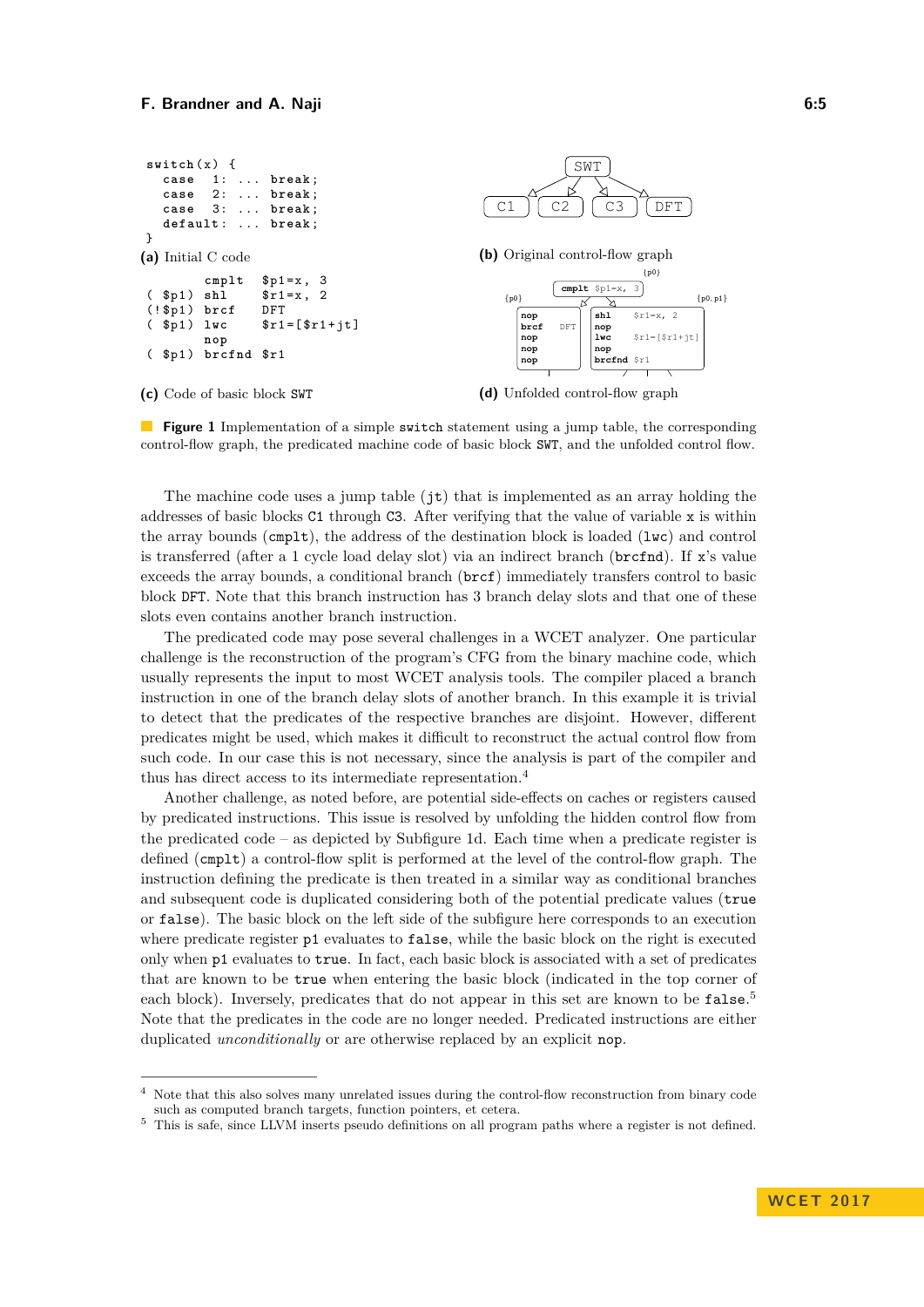```
switch(x) {
  case  1: ... break;
  case  2: ... break;
  case  3: ... break;
  default: ... break;
}
```

**(a)** Initial C code

**(b)** Original control-flow graph

```
        cmplt   $p1=x, 3
( $p1)  shl     $r1=x, 2
(!$p1)  brcf    DFT
( $p1)  lwc     $r1=[$r1+jt]
        nop
( $p1)  brcfnd  $r1
```

**(c)** Code of basic block SWT

**(d)** Unfolded control-flow graph

■ **Figure 1** Implementation of a simple `switch` statement using a jump table, the corresponding control-flow graph, the predicated machine code of basic block `SWT`, and the unfolded control flow.

The machine code uses a jump table (`jt`) that is implemented as an array holding the addresses of basic blocks `C1` through `C3`. After verifying that the value of variable `x` is within the array bounds (`cmplt`), the address of the destination block is loaded (`lwc`) and control is transferred (after a 1 cycle load delay slot) via an indirect branch (`brcfnd`). If `x`'s value exceeds the array bounds, a conditional branch (`brcf`) immediately transfers control to basic block `DFT`. Note that this branch instruction has 3 branch delay slots and that one of these slots even contains another branch instruction.

The predicated code may pose several challenges in a WCET analyzer. One particular challenge is the reconstruction of the program's CFG from the binary machine code, which usually represents the input to most WCET analysis tools. The compiler placed a branch instruction in one of the branch delay slots of another branch. In this example it is trivial to detect that the predicates of the respective branches are disjoint. However, different predicates might be used, which makes it difficult to reconstruct the actual control flow from such code. In our case this is not necessary, since the analysis is part of the compiler and thus has direct access to its intermediate representation.[4]

Another challenge, as noted before, are potential side-effects on caches or registers caused by predicated instructions. This issue is resolved by unfolding the hidden control flow from the predicated code – as depicted by Subfigure 1d. Each time when a predicate register is defined (`cmplt`) a control-flow split is performed at the level of the control-flow graph. The instruction defining the predicate is then treated in a similar way as conditional branches and subsequent code is duplicated considering both of the potential predicate values (`true` or `false`). The basic block on the left side of the subfigure here corresponds to an execution where predicate register `p1` evaluates to `false`, while the basic block on the right is executed only when `p1` evaluates to `true`. In fact, each basic block is associated with a set of predicates that are known to be `true` when entering the basic block (indicated in the top corner of each block). Inversely, predicates that do not appear in this set are known to be `false`.[5] Note that the predicates in the code are no longer needed. Predicated instructions are either duplicated *unconditionally* or are otherwise replaced by an explicit `nop`.

[4] Note that this also solves many unrelated issues during the control-flow reconstruction from binary code such as computed branch targets, function pointers, et cetera.

[5] This is safe, since LLVM inserts pseudo definitions on all program paths where a register is not defined.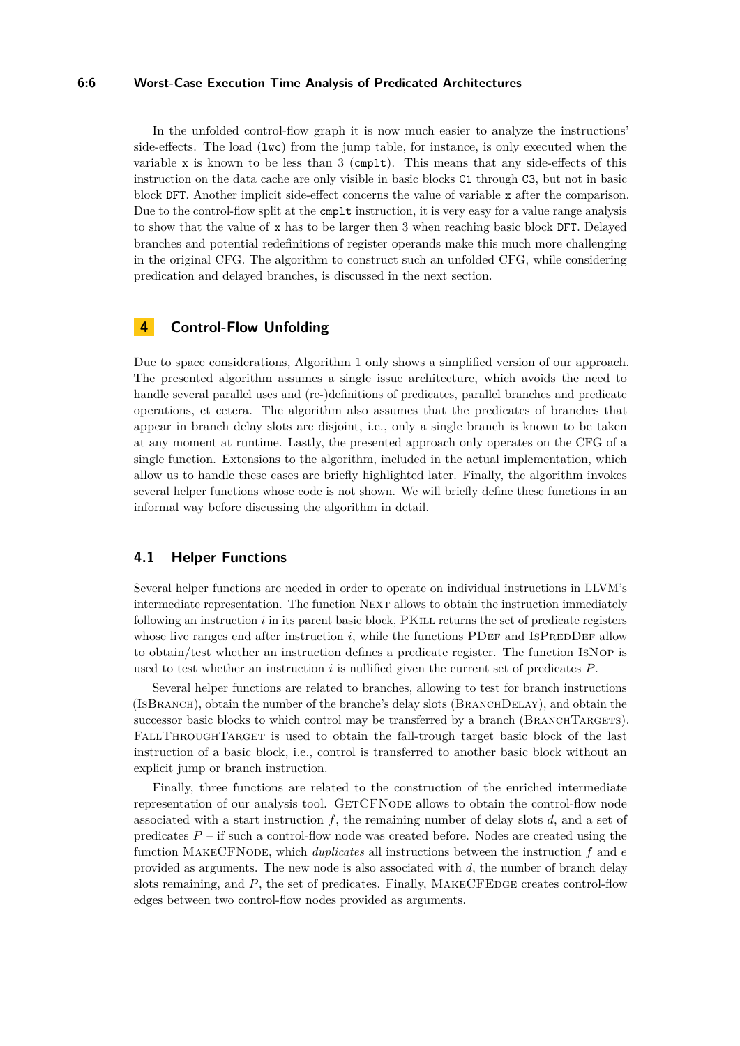In the unfolded control-flow graph it is now much easier to analyze the instructions' side-effects. The load (`lwc`) from the jump table, for instance, is only executed when the variable `x` is known to be less than 3 (`cmplt`). This means that any side-effects of this instruction on the data cache are only visible in basic blocks `C1` through `C3`, but not in basic block `DFT`. Another implicit side-effect concerns the value of variable `x` after the comparison. Due to the control-flow split at the `cmplt` instruction, it is very easy for a value range analysis to show that the value of `x` has to be larger then 3 when reaching basic block `DFT`. Delayed branches and potential redefinitions of register operands make this much more challenging in the original CFG. The algorithm to construct such an unfolded CFG, while considering predication and delayed branches, is discussed in the next section.

## 4 Control-Flow Unfolding

Due to space considerations, Algorithm 1 only shows a simplified version of our approach. The presented algorithm assumes a single issue architecture, which avoids the need to handle several parallel uses and (re-)definitions of predicates, parallel branches and predicate operations, et cetera. The algorithm also assumes that the predicates of branches that appear in branch delay slots are disjoint, i.e., only a single branch is known to be taken at any moment at runtime. Lastly, the presented approach only operates on the CFG of a single function. Extensions to the algorithm, included in the actual implementation, which allow us to handle these cases are briefly highlighted later. Finally, the algorithm invokes several helper functions whose code is not shown. We will briefly define these functions in an informal way before discussing the algorithm in detail.

### 4.1 Helper Functions

Several helper functions are needed in order to operate on individual instructions in LLVM's intermediate representation. The function Next allows to obtain the instruction immediately following an instruction $i$ in its parent basic block, PKill returns the set of predicate registers whose live ranges end after instruction $i$, while the functions PDef and IsPredDef allow to obtain/test whether an instruction defines a predicate register. The function IsNop is used to test whether an instruction $i$ is nullified given the current set of predicates $P$.

Several helper functions are related to branches, allowing to test for branch instructions (IsBranch), obtain the number of the branche's delay slots (BranchDelay), and obtain the successor basic blocks to which control may be transferred by a branch (BranchTargets). FallThroughTarget is used to obtain the fall-trough target basic block of the last instruction of a basic block, i.e., control is transferred to another basic block without an explicit jump or branch instruction.

Finally, three functions are related to the construction of the enriched intermediate representation of our analysis tool. GetCFNode allows to obtain the control-flow node associated with a start instruction $f$, the remaining number of delay slots $d$, and a set of predicates $P$ – if such a control-flow node was created before. Nodes are created using the function MakeCFNode, which *duplicates* all instructions between the instruction $f$ and $e$ provided as arguments. The new node is also associated with $d$, the number of branch delay slots remaining, and $P$, the set of predicates. Finally, MakeCFEdge creates control-flow edges between two control-flow nodes provided as arguments.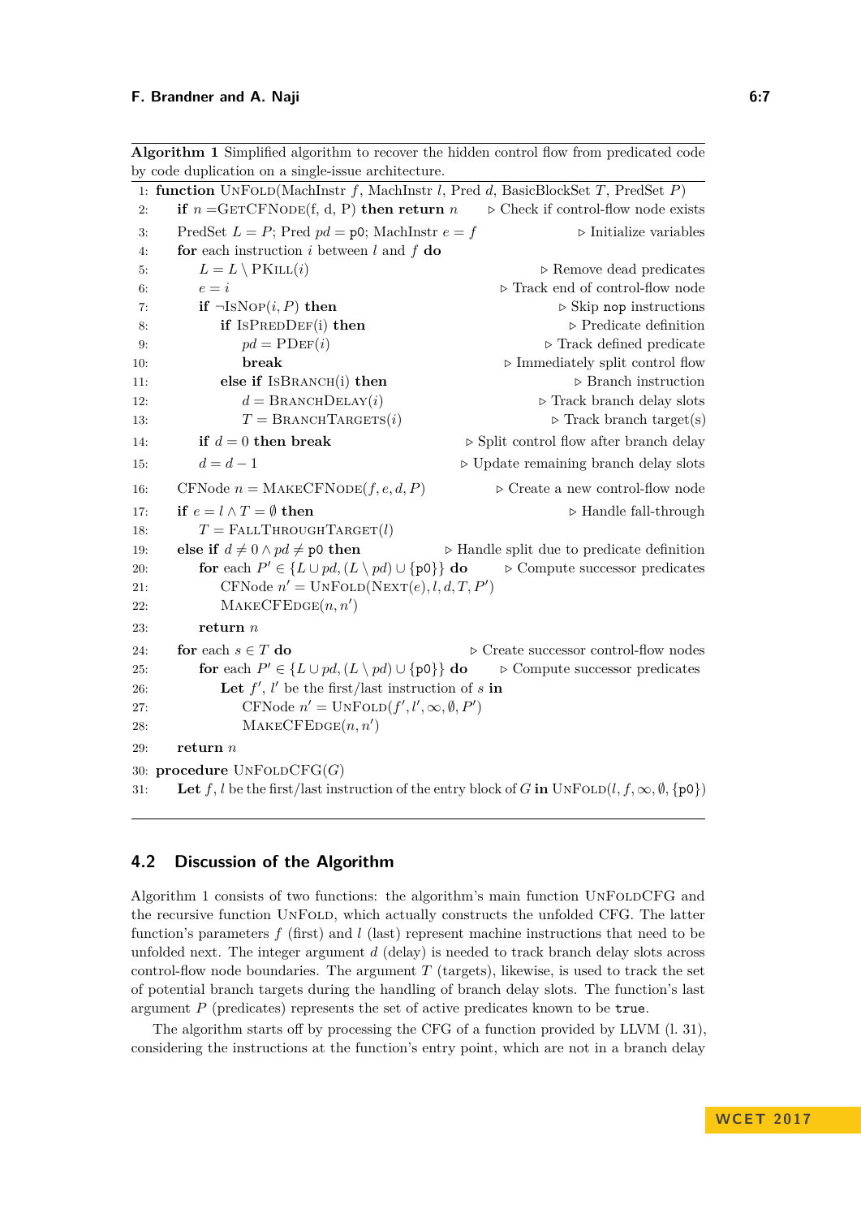**Algorithm 1** Simplified algorithm to recover the hidden control flow from predicated code by code duplication on a single-issue architecture.

```
 1: function UnFold(MachInstr f, MachInstr l, Pred d, BasicBlockSet T, PredSet P)
 2:   if n =GetCFNode(f, d, P) then return n              ▷ Check if control-flow node exists
 3:   PredSet L = P; Pred pd = p0; MachInstr e = f                     ▷ Initialize variables
 4:   for each instruction i between l and f do
 5:     L = L \ PKill(i)                                          ▷ Remove dead predicates
 6:     e = i                                                 ▷ Track end of control-flow node
 7:     if ¬IsNop(i, P) then                                        ▷ Skip nop instructions
 8:       if IsPredDef(i) then                                          ▷ Predicate definition
 9:         pd = PDef(i)                                            ▷ Track defined predicate
10:         break                                          ▷ Immediately split control flow
11:       else if IsBranch(i) then                                        ▷ Branch instruction
12:         d = BranchDelay(i)                                    ▷ Track branch delay slots
13:         T = BranchTargets(i)                                    ▷ Track branch target(s)
14:     if d = 0 then break                            ▷ Split control flow after branch delay
15:     d = d − 1                                      ▷ Update remaining branch delay slots
16:   CFNode n = MakeCFNode(f, e, d, P)                         ▷ Create a new control-flow node
17:   if e = l ∧ T = ∅ then                                            ▷ Handle fall-through
18:     T = FallThroughTarget(l)
19:   else if d ≠ 0 ∧ pd ≠ p0 then                 ▷ Handle split due to predicate definition
20:     for each P' ∈ {L ∪ pd, (L \ pd) ∪ {p0}} do              ▷ Compute successor predicates
21:       CFNode n' = UnFold(Next(e), l, d, T, P')
22:       MakeCFEdge(n, n')
23:     return n
24:   for each s ∈ T do                                 ▷ Create successor control-flow nodes
25:     for each P' ∈ {L ∪ pd, (L \ pd) ∪ {p0}} do              ▷ Compute successor predicates
26:       Let f', l' be the first/last instruction of s in
27:         CFNode n' = UnFold(f', l', ∞, ∅, P')
28:         MakeCFEdge(n, n')
29:   return n
30: procedure UnFoldCFG(G)
31:   Let f, l be the first/last instruction of the entry block of G in UnFold(l, f, ∞, ∅, {p0})
```

## 4.2 Discussion of the Algorithm

Algorithm 1 consists of two functions: the algorithm's main function UnFoldCFG and the recursive function UnFold, which actually constructs the unfolded CFG. The latter function's parameters $f$ (first) and $l$ (last) represent machine instructions that need to be unfolded next. The integer argument $d$ (delay) is needed to track branch delay slots across control-flow node boundaries. The argument $T$ (targets), likewise, is used to track the set of potential branch targets during the handling of branch delay slots. The function's last argument $P$ (predicates) represents the set of active predicates known to be `true`.

The algorithm starts off by processing the CFG of a function provided by LLVM (l. 31), considering the instructions at the function's entry point, which are not in a branch delay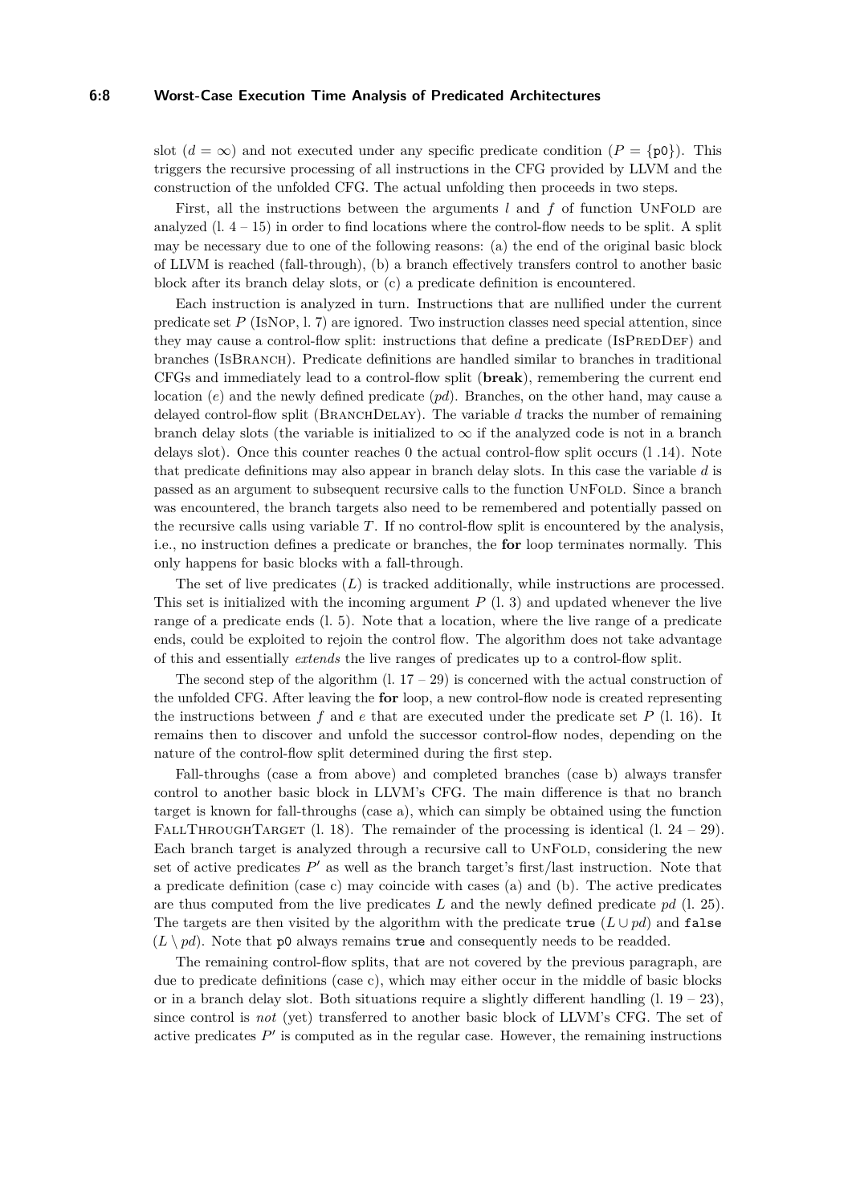slot ($d = \infty$) and not executed under any specific predicate condition ($P = \{\texttt{p0}\}$). This triggers the recursive processing of all instructions in the CFG provided by LLVM and the construction of the unfolded CFG. The actual unfolding then proceeds in two steps.

First, all the instructions between the arguments $l$ and $f$ of function UnFold are analyzed (l. 4 – 15) in order to find locations where the control-flow needs to be split. A split may be necessary due to one of the following reasons: (a) the end of the original basic block of LLVM is reached (fall-through), (b) a branch effectively transfers control to another basic block after its branch delay slots, or (c) a predicate definition is encountered.

Each instruction is analyzed in turn. Instructions that are nullified under the current predicate set $P$ (IsNop, l. 7) are ignored. Two instruction classes need special attention, since they may cause a control-flow split: instructions that define a predicate (IsPredDef) and branches (IsBranch). Predicate definitions are handled similar to branches in traditional CFGs and immediately lead to a control-flow split (**break**), remembering the current end location ($e$) and the newly defined predicate ($pd$). Branches, on the other hand, may cause a delayed control-flow split (BranchDelay). The variable $d$ tracks the number of remaining branch delay slots (the variable is initialized to $\infty$ if the analyzed code is not in a branch delays slot). Once this counter reaches 0 the actual control-flow split occurs (l .14). Note that predicate definitions may also appear in branch delay slots. In this case the variable $d$ is passed as an argument to subsequent recursive calls to the function UnFold. Since a branch was encountered, the branch targets also need to be remembered and potentially passed on the recursive calls using variable $T$. If no control-flow split is encountered by the analysis, i.e., no instruction defines a predicate or branches, the **for** loop terminates normally. This only happens for basic blocks with a fall-through.

The set of live predicates ($L$) is tracked additionally, while instructions are processed. This set is initialized with the incoming argument $P$ (l. 3) and updated whenever the live range of a predicate ends (l. 5). Note that a location, where the live range of a predicate ends, could be exploited to rejoin the control flow. The algorithm does not take advantage of this and essentially *extends* the live ranges of predicates up to a control-flow split.

The second step of the algorithm (l. 17 – 29) is concerned with the actual construction of the unfolded CFG. After leaving the **for** loop, a new control-flow node is created representing the instructions between $f$ and $e$ that are executed under the predicate set $P$ (l. 16). It remains then to discover and unfold the successor control-flow nodes, depending on the nature of the control-flow split determined during the first step.

Fall-throughs (case a from above) and completed branches (case b) always transfer control to another basic block in LLVM's CFG. The main difference is that no branch target is known for fall-throughs (case a), which can simply be obtained using the function FallThroughTarget (l. 18). The remainder of the processing is identical (l. 24 – 29). Each branch target is analyzed through a recursive call to UnFold, considering the new set of active predicates $P'$ as well as the branch target's first/last instruction. Note that a predicate definition (case c) may coincide with cases (a) and (b). The active predicates are thus computed from the live predicates $L$ and the newly defined predicate $pd$ (l. 25). The targets are then visited by the algorithm with the predicate `true` ($L \cup pd$) and `false` ($L \setminus pd$). Note that `p0` always remains `true` and consequently needs to be readded.

The remaining control-flow splits, that are not covered by the previous paragraph, are due to predicate definitions (case c), which may either occur in the middle of basic blocks or in a branch delay slot. Both situations require a slightly different handling (l. 19 – 23), since control is *not* (yet) transferred to another basic block of LLVM's CFG. The set of active predicates $P'$ is computed as in the regular case. However, the remaining instructions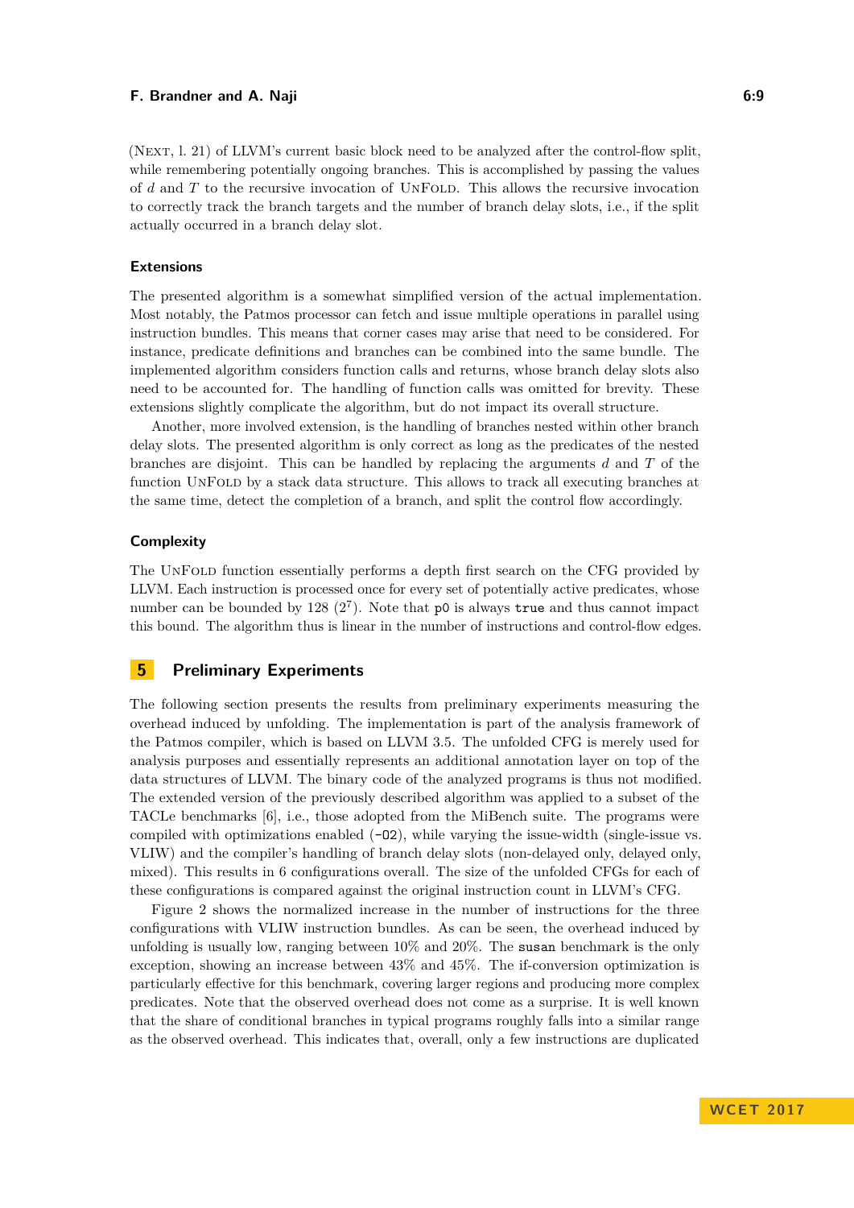(Next, l. 21) of LLVM's current basic block need to be analyzed after the control-flow split, while remembering potentially ongoing branches. This is accomplished by passing the values of $d$ and $T$ to the recursive invocation of UnFold. This allows the recursive invocation to correctly track the branch targets and the number of branch delay slots, i.e., if the split actually occurred in a branch delay slot.

### Extensions

The presented algorithm is a somewhat simplified version of the actual implementation. Most notably, the Patmos processor can fetch and issue multiple operations in parallel using instruction bundles. This means that corner cases may arise that need to be considered. For instance, predicate definitions and branches can be combined into the same bundle. The implemented algorithm considers function calls and returns, whose branch delay slots also need to be accounted for. The handling of function calls was omitted for brevity. These extensions slightly complicate the algorithm, but do not impact its overall structure.

Another, more involved extension, is the handling of branches nested within other branch delay slots. The presented algorithm is only correct as long as the predicates of the nested branches are disjoint. This can be handled by replacing the arguments $d$ and $T$ of the function UnFold by a stack data structure. This allows to track all executing branches at the same time, detect the completion of a branch, and split the control flow accordingly.

### Complexity

The UnFold function essentially performs a depth first search on the CFG provided by LLVM. Each instruction is processed once for every set of potentially active predicates, whose number can be bounded by 128 ($2^7$). Note that `p0` is always `true` and thus cannot impact this bound. The algorithm thus is linear in the number of instructions and control-flow edges.

## 5 Preliminary Experiments

The following section presents the results from preliminary experiments measuring the overhead induced by unfolding. The implementation is part of the analysis framework of the Patmos compiler, which is based on LLVM 3.5. The unfolded CFG is merely used for analysis purposes and essentially represents an additional annotation layer on top of the data structures of LLVM. The binary code of the analyzed programs is thus not modified. The extended version of the previously described algorithm was applied to a subset of the TACLe benchmarks [6], i.e., those adopted from the MiBench suite. The programs were compiled with optimizations enabled (`-O2`), while varying the issue-width (single-issue vs. VLIW) and the compiler's handling of branch delay slots (non-delayed only, delayed only, mixed). This results in 6 configurations overall. The size of the unfolded CFGs for each of these configurations is compared against the original instruction count in LLVM's CFG.

Figure 2 shows the normalized increase in the number of instructions for the three configurations with VLIW instruction bundles. As can be seen, the overhead induced by unfolding is usually low, ranging between 10% and 20%. The `susan` benchmark is the only exception, showing an increase between 43% and 45%. The if-conversion optimization is particularly effective for this benchmark, covering larger regions and producing more complex predicates. Note that the observed overhead does not come as a surprise. It is well known that the share of conditional branches in typical programs roughly falls into a similar range as the observed overhead. This indicates that, overall, only a few instructions are duplicated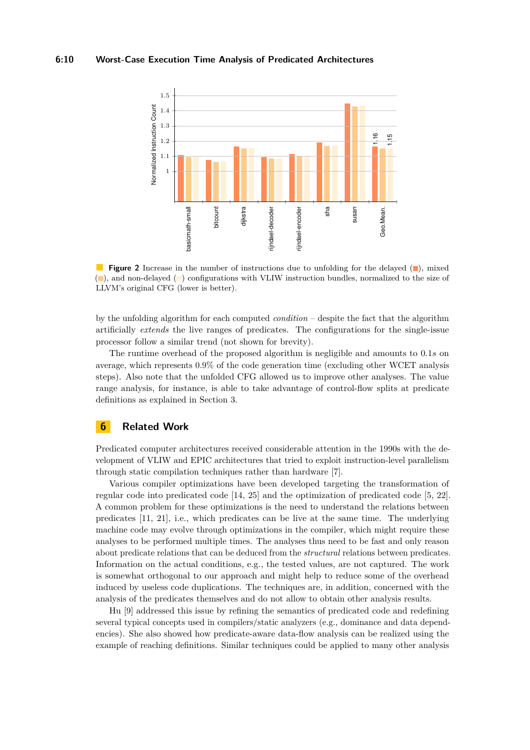**Figure 2** Increase in the number of instructions due to unfolding for the delayed (■), mixed (■), and non-delayed (■) configurations with VLIW instruction bundles, normalized to the size of LLVM's original CFG (lower is better).

by the unfolding algorithm for each computed *condition* – despite the fact that the algorithm artificially *extends* the live ranges of predicates. The configurations for the single-issue processor follow a similar trend (not shown for brevity).

The runtime overhead of the proposed algorithm is negligible and amounts to 0.1$s$ on average, which represents 0.9% of the code generation time (excluding other WCET analysis steps). Also note that the unfolded CFG allowed us to improve other analyses. The value range analysis, for instance, is able to take advantage of control-flow splits at predicate definitions as explained in Section 3.

## 6 Related Work

Predicated computer architectures received considerable attention in the 1990s with the development of VLIW and EPIC architectures that tried to exploit instruction-level parallelism through static compilation techniques rather than hardware [7].

Various compiler optimizations have been developed targeting the transformation of regular code into predicated code [14, 25] and the optimization of predicated code [5, 22]. A common problem for these optimizations is the need to understand the relations between predicates [11, 21], i.e., which predicates can be live at the same time. The underlying machine code may evolve through optimizations in the compiler, which might require these analyses to be performed multiple times. The analyses thus need to be fast and only reason about predicate relations that can be deduced from the *structural* relations between predicates. Information on the actual conditions, e.g., the tested values, are not captured. The work is somewhat orthogonal to our approach and might help to reduce some of the overhead induced by useless code duplications. The techniques are, in addition, concerned with the analysis of the predicates themselves and do not allow to obtain other analysis results.

Hu [9] addressed this issue by refining the semantics of predicated code and redefining several typical concepts used in compilers/static analyzers (e.g., dominance and data dependencies). She also showed how predicate-aware data-flow analysis can be realized using the example of reaching definitions. Similar techniques could be applied to many other analysis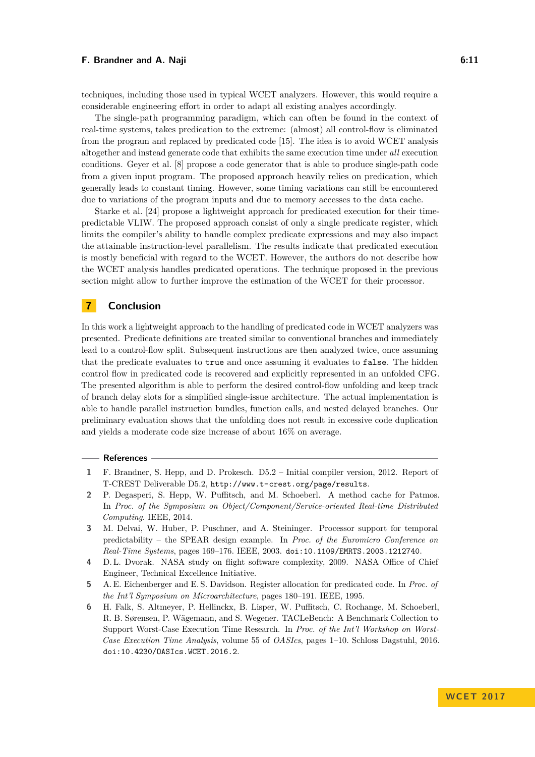techniques, including those used in typical WCET analyzers. However, this would require a considerable engineering effort in order to adapt all existing analyes accordingly.

The single-path programming paradigm, which can often be found in the context of real-time systems, takes predication to the extreme: (almost) all control-flow is eliminated from the program and replaced by predicated code [15]. The idea is to avoid WCET analysis altogether and instead generate code that exhibits the same execution time under *all* execution conditions. Geyer et al. [8] propose a code generator that is able to produce single-path code from a given input program. The proposed approach heavily relies on predication, which generally leads to constant timing. However, some timing variations can still be encountered due to variations of the program inputs and due to memory accesses to the data cache.

Starke et al. [24] propose a lightweight approach for predicated execution for their time-predictable VLIW. The proposed approach consist of only a single predicate register, which limits the compiler's ability to handle complex predicate expressions and may also impact the attainable instruction-level parallelism. The results indicate that predicated execution is mostly beneficial with regard to the WCET. However, the authors do not describe how the WCET analysis handles predicated operations. The technique proposed in the previous section might allow to further improve the estimation of the WCET for their processor.

## 7 Conclusion

In this work a lightweight approach to the handling of predicated code in WCET analyzers was presented. Predicate definitions are treated similar to conventional branches and immediately lead to a control-flow split. Subsequent instructions are then analyzed twice, once assuming that the predicate evaluates to `true` and once assuming it evaluates to `false`. The hidden control flow in predicated code is recovered and explicitly represented in an unfolded CFG. The presented algorithm is able to perform the desired control-flow unfolding and keep track of branch delay slots for a simplified single-issue architecture. The actual implementation is able to handle parallel instruction bundles, function calls, and nested delayed branches. Our preliminary evaluation shows that the unfolding does not result in excessive code duplication and yields a moderate code size increase of about 16% on average.

### References

1. F. Brandner, S. Hepp, and D. Prokesch. D5.2 – Initial compiler version, 2012. Report of T-CREST Deliverable D5.2, `http://www.t-crest.org/page/results`.
2. P. Degasperi, S. Hepp, W. Puffitsch, and M. Schoeberl. A method cache for Patmos. In *Proc. of the Symposium on Object/Component/Service-oriented Real-time Distributed Computing*. IEEE, 2014.
3. M. Delvai, W. Huber, P. Puschner, and A. Steininger. Processor support for temporal predictability – the SPEAR design example. In *Proc. of the Euromicro Conference on Real-Time Systems*, pages 169–176. IEEE, 2003. `doi:10.1109/EMRTS.2003.1212740`.
4. D. L. Dvorak. NASA study on flight software complexity, 2009. NASA Office of Chief Engineer, Technical Excellence Initiative.
5. A. E. Eichenberger and E. S. Davidson. Register allocation for predicated code. In *Proc. of the Int'l Symposium on Microarchitecture*, pages 180–191. IEEE, 1995.
6. H. Falk, S. Altmeyer, P. Hellinckx, B. Lisper, W. Puffitsch, C. Rochange, M. Schoeberl, R. B. Sørensen, P. Wägemann, and S. Wegener. TACLeBench: A Benchmark Collection to Support Worst-Case Execution Time Research. In *Proc. of the Int'l Workshop on Worst-Case Execution Time Analysis*, volume 55 of *OASIcs*, pages 1–10. Schloss Dagstuhl, 2016. `doi:10.4230/OASIcs.WCET.2016.2`.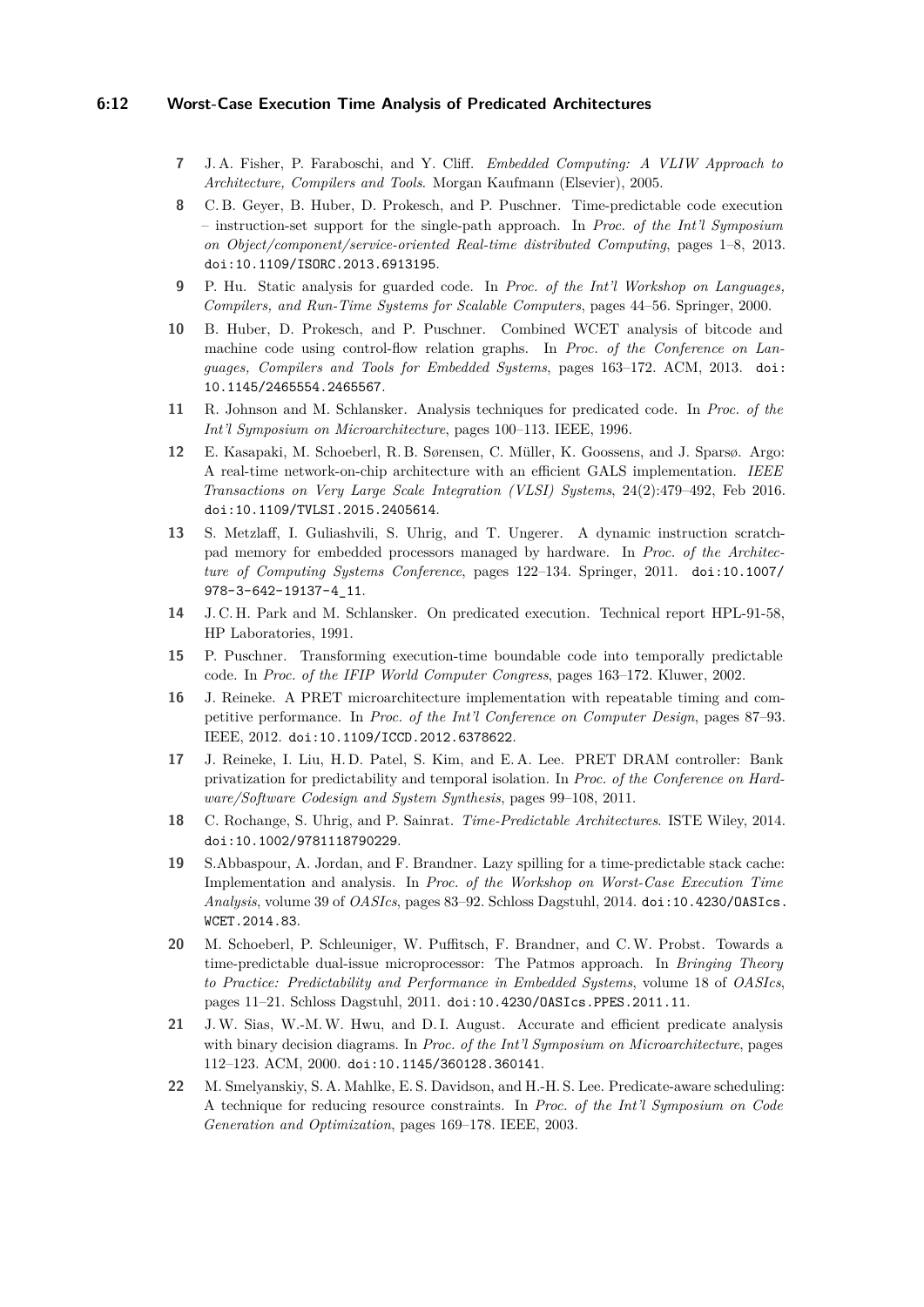7. J. A. Fisher, P. Faraboschi, and Y. Cliff. *Embedded Computing: A VLIW Approach to Architecture, Compilers and Tools*. Morgan Kaufmann (Elsevier), 2005.
8. C. B. Geyer, B. Huber, D. Prokesch, and P. Puschner. Time-predictable code execution – instruction-set support for the single-path approach. In *Proc. of the Int'l Symposium on Object/component/service-oriented Real-time distributed Computing*, pages 1–8, 2013. doi:10.1109/ISORC.2013.6913195.
9. P. Hu. Static analysis for guarded code. In *Proc. of the Int'l Workshop on Languages, Compilers, and Run-Time Systems for Scalable Computers*, pages 44–56. Springer, 2000.
10. B. Huber, D. Prokesch, and P. Puschner. Combined WCET analysis of bitcode and machine code using control-flow relation graphs. In *Proc. of the Conference on Languages, Compilers and Tools for Embedded Systems*, pages 163–172. ACM, 2013. doi:10.1145/2465554.2465567.
11. R. Johnson and M. Schlansker. Analysis techniques for predicated code. In *Proc. of the Int'l Symposium on Microarchitecture*, pages 100–113. IEEE, 1996.
12. E. Kasapaki, M. Schoeberl, R. B. Sørensen, C. Müller, K. Goossens, and J. Sparsø. Argo: A real-time network-on-chip architecture with an efficient GALS implementation. *IEEE Transactions on Very Large Scale Integration (VLSI) Systems*, 24(2):479–492, Feb 2016. doi:10.1109/TVLSI.2015.2405614.
13. S. Metzlaff, I. Guliashvili, S. Uhrig, and T. Ungerer. A dynamic instruction scratchpad memory for embedded processors managed by hardware. In *Proc. of the Architecture of Computing Systems Conference*, pages 122–134. Springer, 2011. doi:10.1007/978-3-642-19137-4_11.
14. J. C. H. Park and M. Schlansker. On predicated execution. Technical report HPL-91-58, HP Laboratories, 1991.
15. P. Puschner. Transforming execution-time boundable code into temporally predictable code. In *Proc. of the IFIP World Computer Congress*, pages 163–172. Kluwer, 2002.
16. J. Reineke. A PRET microarchitecture implementation with repeatable timing and competitive performance. In *Proc. of the Int'l Conference on Computer Design*, pages 87–93. IEEE, 2012. doi:10.1109/ICCD.2012.6378622.
17. J. Reineke, I. Liu, H. D. Patel, S. Kim, and E. A. Lee. PRET DRAM controller: Bank privatization for predictability and temporal isolation. In *Proc. of the Conference on Hardware/Software Codesign and System Synthesis*, pages 99–108, 2011.
18. C. Rochange, S. Uhrig, and P. Sainrat. *Time-Predictable Architectures*. ISTE Wiley, 2014. doi:10.1002/9781118790229.
19. S.Abbaspour, A. Jordan, and F. Brandner. Lazy spilling for a time-predictable stack cache: Implementation and analysis. In *Proc. of the Workshop on Worst-Case Execution Time Analysis*, volume 39 of *OASIcs*, pages 83–92. Schloss Dagstuhl, 2014. doi:10.4230/OASIcs.WCET.2014.83.
20. M. Schoeberl, P. Schleuniger, W. Puffitsch, F. Brandner, and C. W. Probst. Towards a time-predictable dual-issue microprocessor: The Patmos approach. In *Bringing Theory to Practice: Predictability and Performance in Embedded Systems*, volume 18 of *OASIcs*, pages 11–21. Schloss Dagstuhl, 2011. doi:10.4230/OASIcs.PPES.2011.11.
21. J. W. Sias, W.-M. W. Hwu, and D. I. August. Accurate and efficient predicate analysis with binary decision diagrams. In *Proc. of the Int'l Symposium on Microarchitecture*, pages 112–123. ACM, 2000. doi:10.1145/360128.360141.
22. M. Smelyanskiy, S. A. Mahlke, E. S. Davidson, and H.-H. S. Lee. Predicate-aware scheduling: A technique for reducing resource constraints. In *Proc. of the Int'l Symposium on Code Generation and Optimization*, pages 169–178. IEEE, 2003.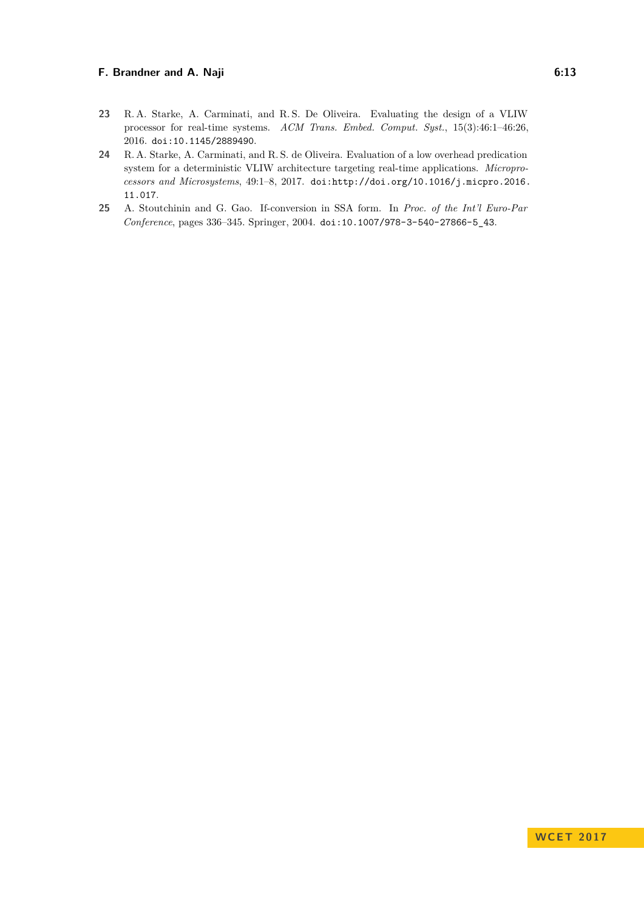**23** R. A. Starke, A. Carminati, and R. S. De Oliveira. Evaluating the design of a VLIW processor for real-time systems. *ACM Trans. Embed. Comput. Syst.*, 15(3):46:1–46:26, 2016. doi:10.1145/2889490.

**24** R. A. Starke, A. Carminati, and R. S. de Oliveira. Evaluation of a low overhead predication system for a deterministic VLIW architecture targeting real-time applications. *Microprocessors and Microsystems*, 49:1–8, 2017. doi:http://doi.org/10.1016/j.micpro.2016.11.017.

**25** A. Stoutchinin and G. Gao. If-conversion in SSA form. In *Proc. of the Int'l Euro-Par Conference*, pages 336–345. Springer, 2004. doi:10.1007/978-3-540-27866-5_43.